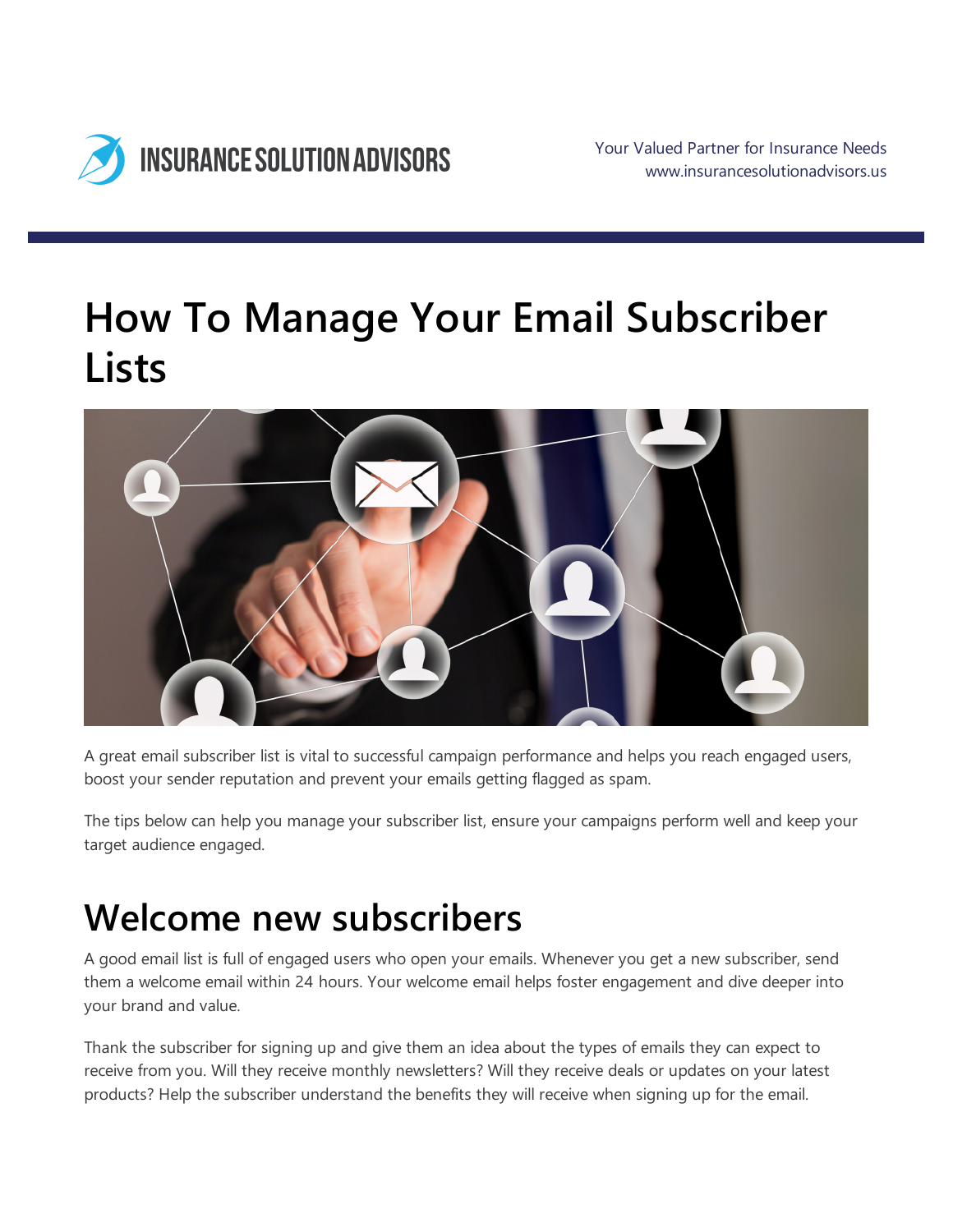INSURANCE SOLUTION ADVISORS

Your Valued Partner for Insurance Needs
www.insurancesolutionadvisors.us

# How To Manage Your Email Subscriber Lists

A great email subscriber list is vital to successful campaign performance and helps you reach engaged users, boost your sender reputation and prevent your emails getting flagged as spam.

The tips below can help you manage your subscriber list, ensure your campaigns perform well and keep your target audience engaged.

## Welcome new subscribers

A good email list is full of engaged users who open your emails. Whenever you get a new subscriber, send them a welcome email within 24 hours. Your welcome email helps foster engagement and dive deeper into your brand and value.

Thank the subscriber for signing up and give them an idea about the types of emails they can expect to receive from you. Will they receive monthly newsletters? Will they receive deals or updates on your latest products? Help the subscriber understand the benefits they will receive when signing up for the email.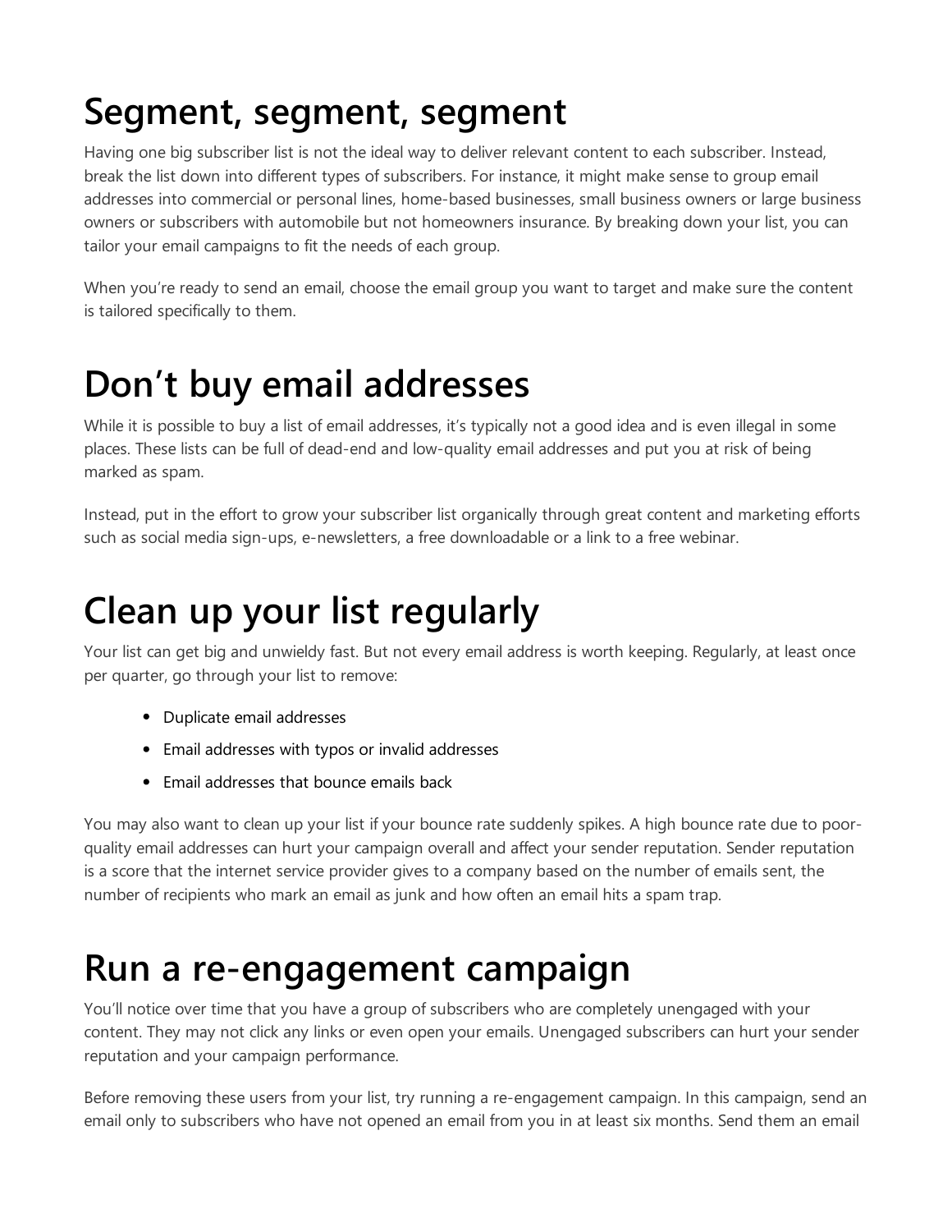# Segment, segment, segment

Having one big subscriber list is not the ideal way to deliver relevant content to each subscriber. Instead, break the list down into different types of subscribers. For instance, it might make sense to group email addresses into commercial or personal lines, home-based businesses, small business owners or large business owners or subscribers with automobile but not homeowners insurance. By breaking down your list, you can tailor your email campaigns to fit the needs of each group.

When you're ready to send an email, choose the email group you want to target and make sure the content is tailored specifically to them.

# Don't buy email addresses

While it is possible to buy a list of email addresses, it's typically not a good idea and is even illegal in some places. These lists can be full of dead-end and low-quality email addresses and put you at risk of being marked as spam.

Instead, put in the effort to grow your subscriber list organically through great content and marketing efforts such as social media sign-ups, e-newsletters, a free downloadable or a link to a free webinar.

# Clean up your list regularly

Your list can get big and unwieldy fast. But not every email address is worth keeping. Regularly, at least once per quarter, go through your list to remove:

- Duplicate email addresses
- Email addresses with typos or invalid addresses
- Email addresses that bounce emails back

You may also want to clean up your list if your bounce rate suddenly spikes. A high bounce rate due to poor-quality email addresses can hurt your campaign overall and affect your sender reputation. Sender reputation is a score that the internet service provider gives to a company based on the number of emails sent, the number of recipients who mark an email as junk and how often an email hits a spam trap.

# Run a re-engagement campaign

You'll notice over time that you have a group of subscribers who are completely unengaged with your content. They may not click any links or even open your emails. Unengaged subscribers can hurt your sender reputation and your campaign performance.

Before removing these users from your list, try running a re-engagement campaign. In this campaign, send an email only to subscribers who have not opened an email from you in at least six months. Send them an email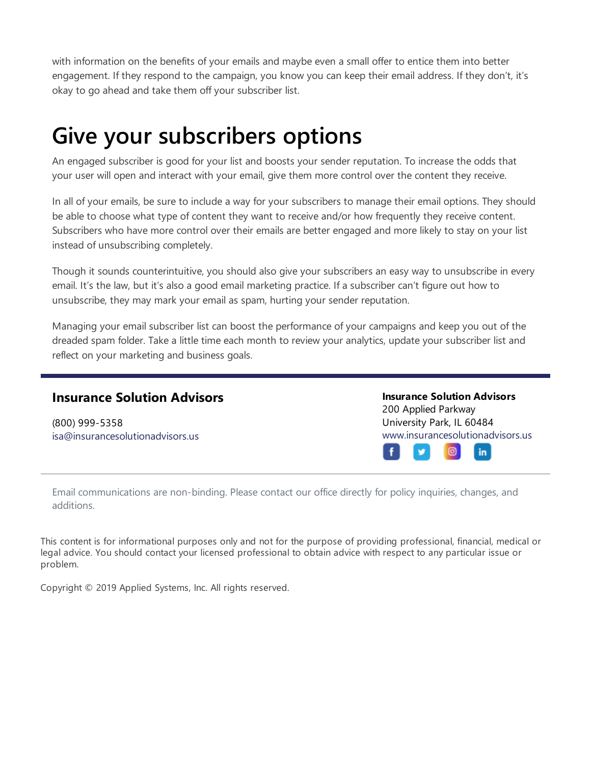with information on the benefits of your emails and maybe even a small offer to entice them into better engagement. If they respond to the campaign, you know you can keep their email address. If they don't, it's okay to go ahead and take them off your subscriber list.

# Give your subscribers options

An engaged subscriber is good for your list and boosts your sender reputation. To increase the odds that your user will open and interact with your email, give them more control over the content they receive.

In all of your emails, be sure to include a way for your subscribers to manage their email options. They should be able to choose what type of content they want to receive and/or how frequently they receive content. Subscribers who have more control over their emails are better engaged and more likely to stay on your list instead of unsubscribing completely.

Though it sounds counterintuitive, you should also give your subscribers an easy way to unsubscribe in every email. It's the law, but it's also a good email marketing practice. If a subscriber can't figure out how to unsubscribe, they may mark your email as spam, hurting your sender reputation.

Managing your email subscriber list can boost the performance of your campaigns and keep you out of the dreaded spam folder. Take a little time each month to review your analytics, update your subscriber list and reflect on your marketing and business goals.

---

### Insurance Solution Advisors

(800) 999-5358
isa@insurancesolutionadvisors.us

**Insurance Solution Advisors**
200 Applied Parkway
University Park, IL 60484
www.insurancesolutionadvisors.us

---

Email communications are non-binding. Please contact our office directly for policy inquiries, changes, and additions.

This content is for informational purposes only and not for the purpose of providing professional, financial, medical or legal advice. You should contact your licensed professional to obtain advice with respect to any particular issue or problem.

Copyright © 2019 Applied Systems, Inc. All rights reserved.